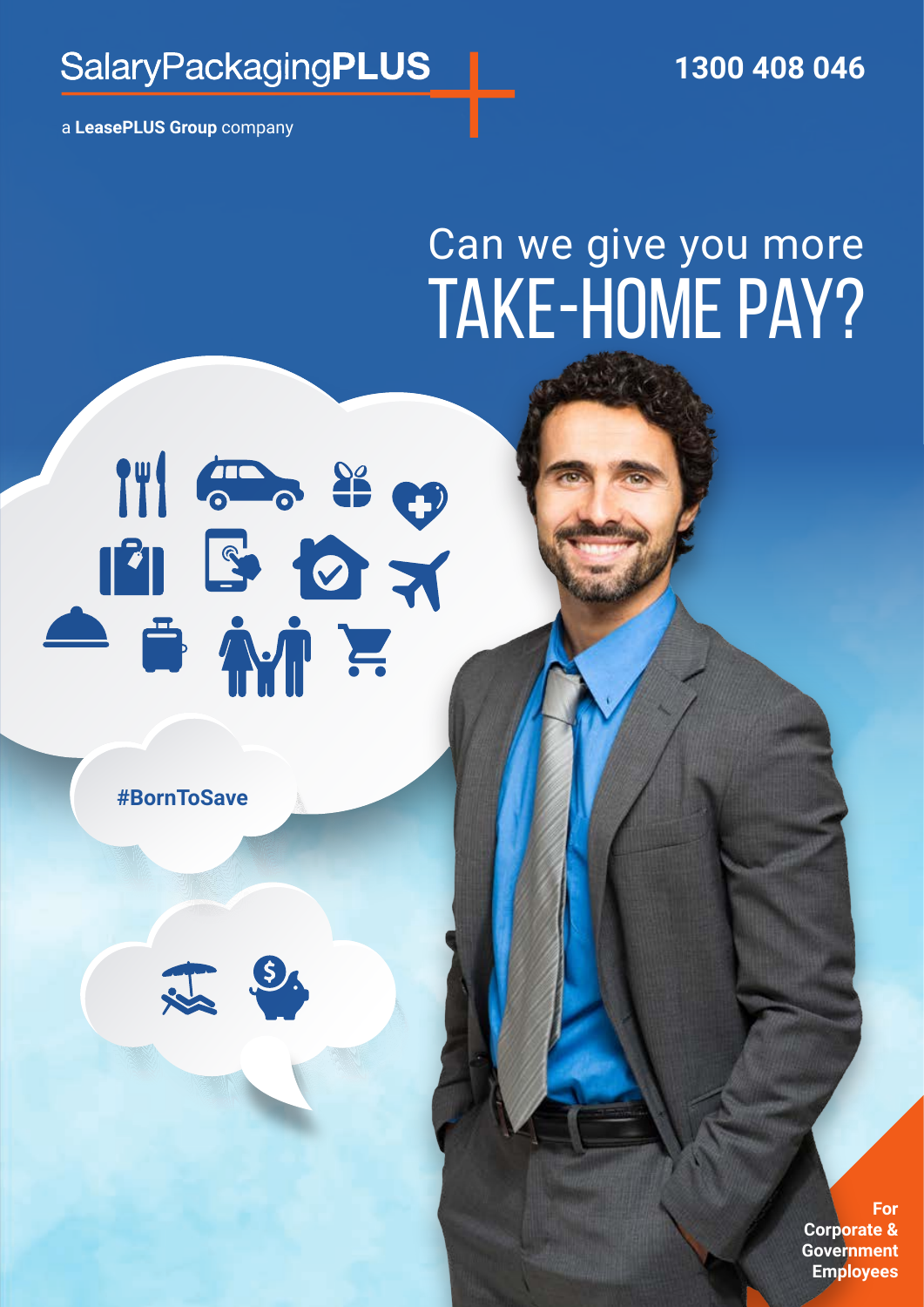SalaryPackagingPLUS

a **LeasePLUS Group** company

**1300 408 046**

# Can we give you more TAKE-HOME PAY?

**#BornToSave**

**For Corporate & Government Employees**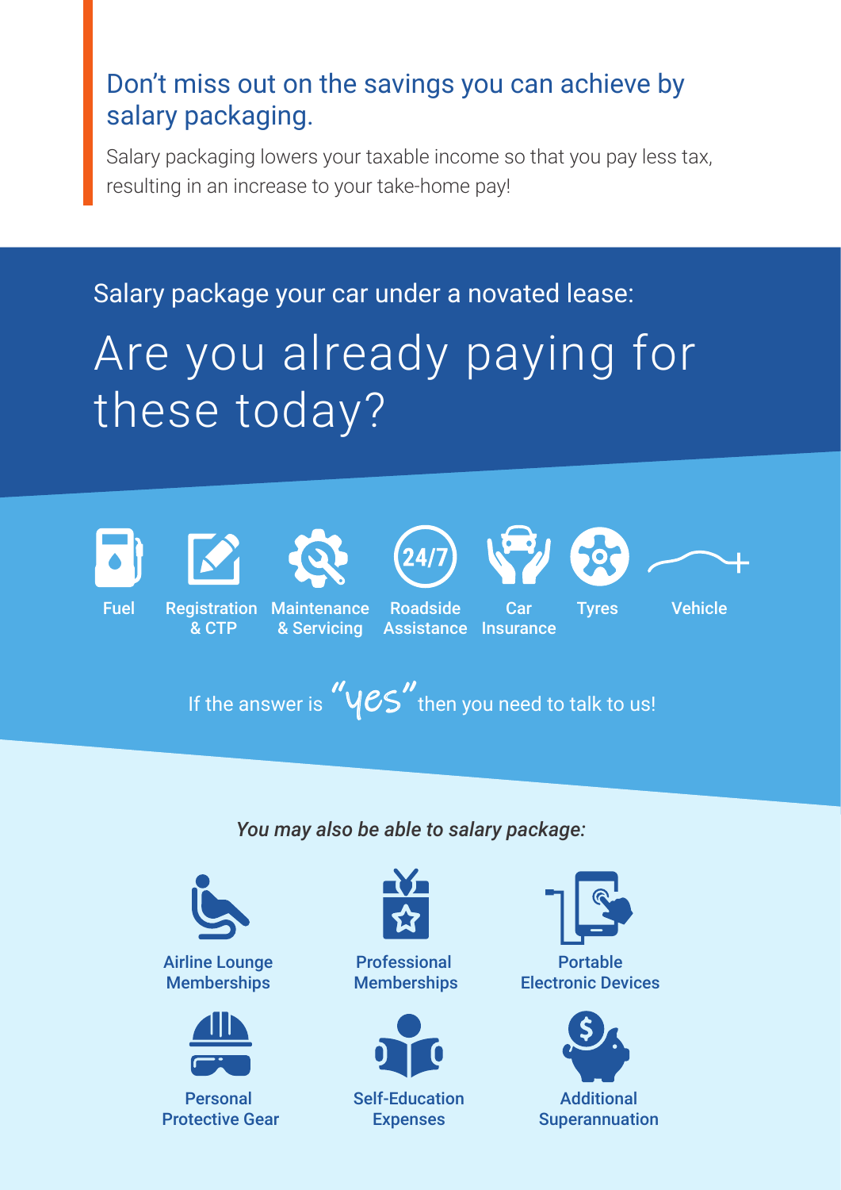## Don't miss out on the savings you can achieve by salary packaging.

Salary packaging lowers your taxable income so that you pay less tax, resulting in an increase to your take-home pay!

Salary package your car under a novated lease:

# Are you already paying for these today?

- Fuel
- Registration & CTP
- Maintenance & Servicing
- Roadside Assistance
- Car Insurance
- Tyres
- Vehicle

If the answer is "yes" then you need to talk to us!

*You may also be able to salary package:*

- Airline Lounge Memberships
- Professional Memberships
- Portable Electronic Devices
- Personal Protective Gear
- Self-Education Expenses
- Additional Superannuation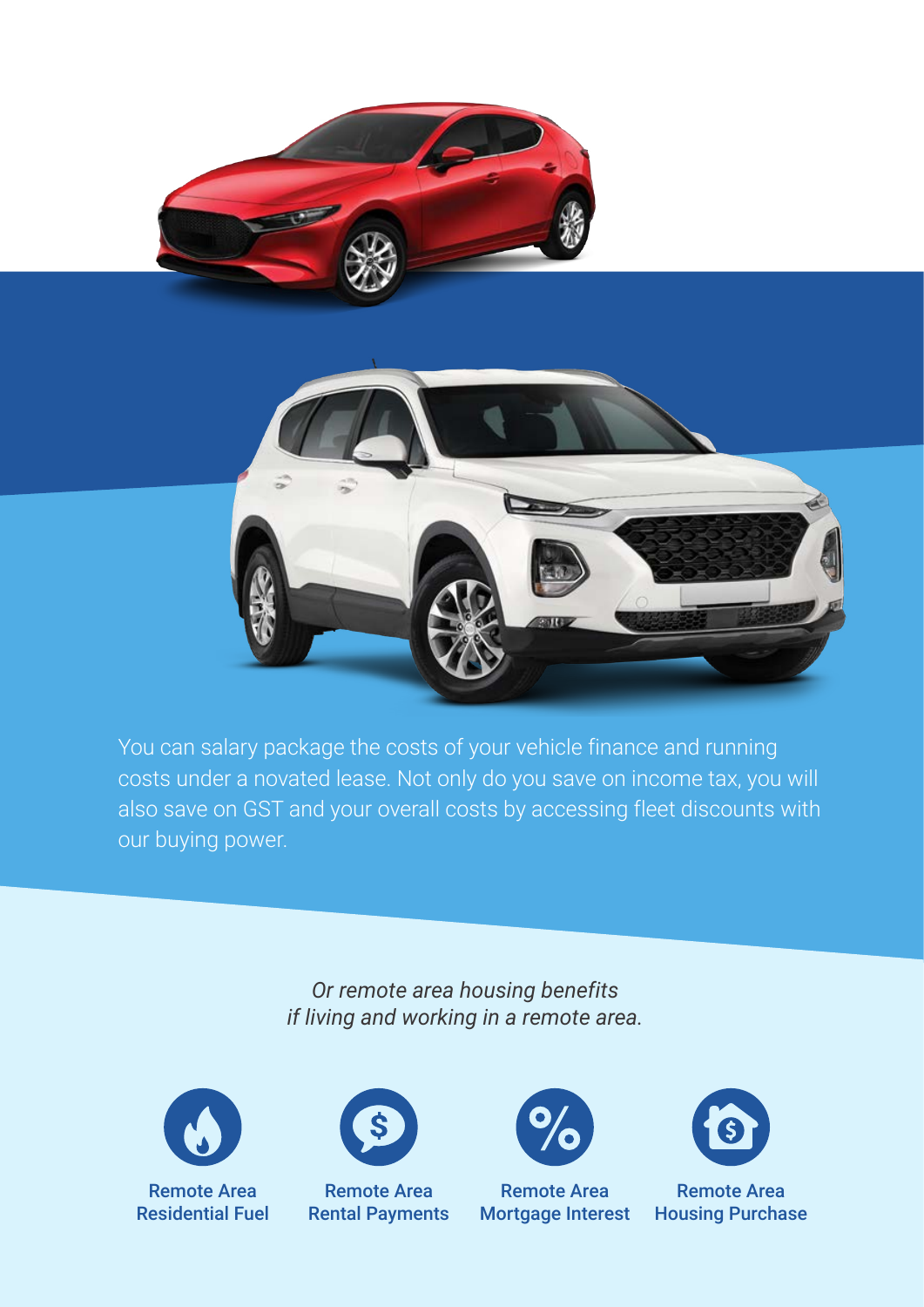You can salary package the costs of your vehicle finance and running costs under a novated lease. Not only do you save on income tax, you will also save on GST and your overall costs by accessing fleet discounts with our buying power.

*Or remote area housing benefits if living and working in a remote area.*

- Remote Area Residential Fuel
- Remote Area Rental Payments
- Remote Area Mortgage Interest
- Remote Area Housing Purchase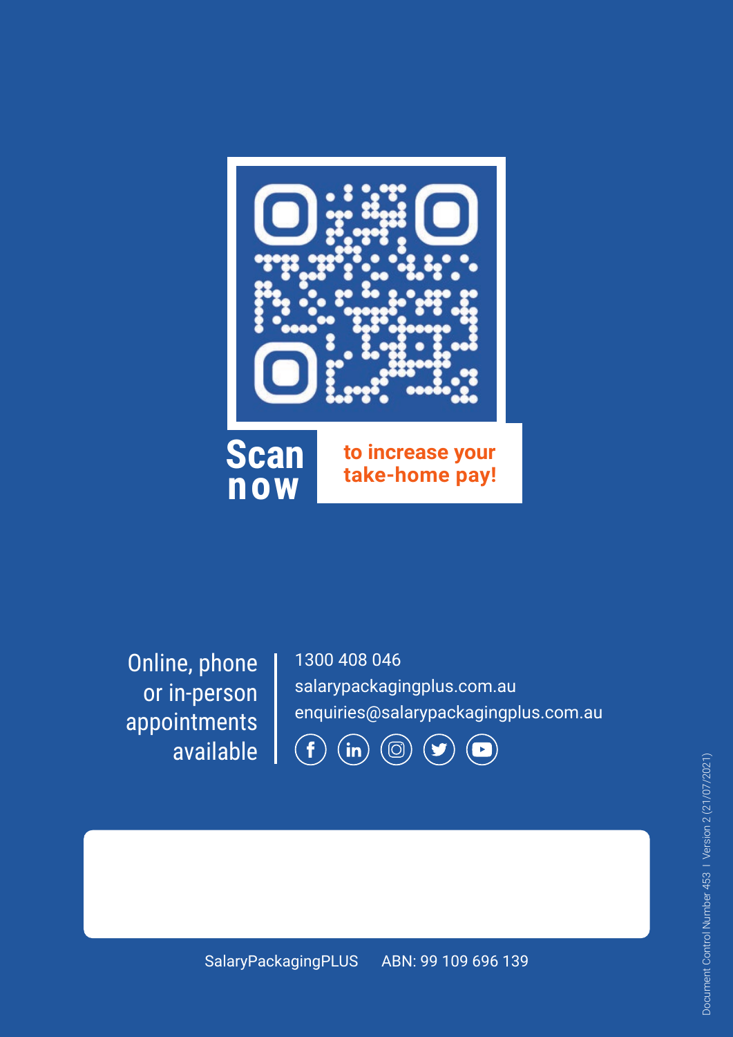**Scan now** to increase your take-home pay!

Online, phone or in-person appointments available

1300 408 046

salarypackagingplus.com.au

enquiries@salarypackagingplus.com.au

SalaryPackagingPLUS ABN: 99 109 696 139

Document Control Number 453 | Version 2 (21/07/2021)